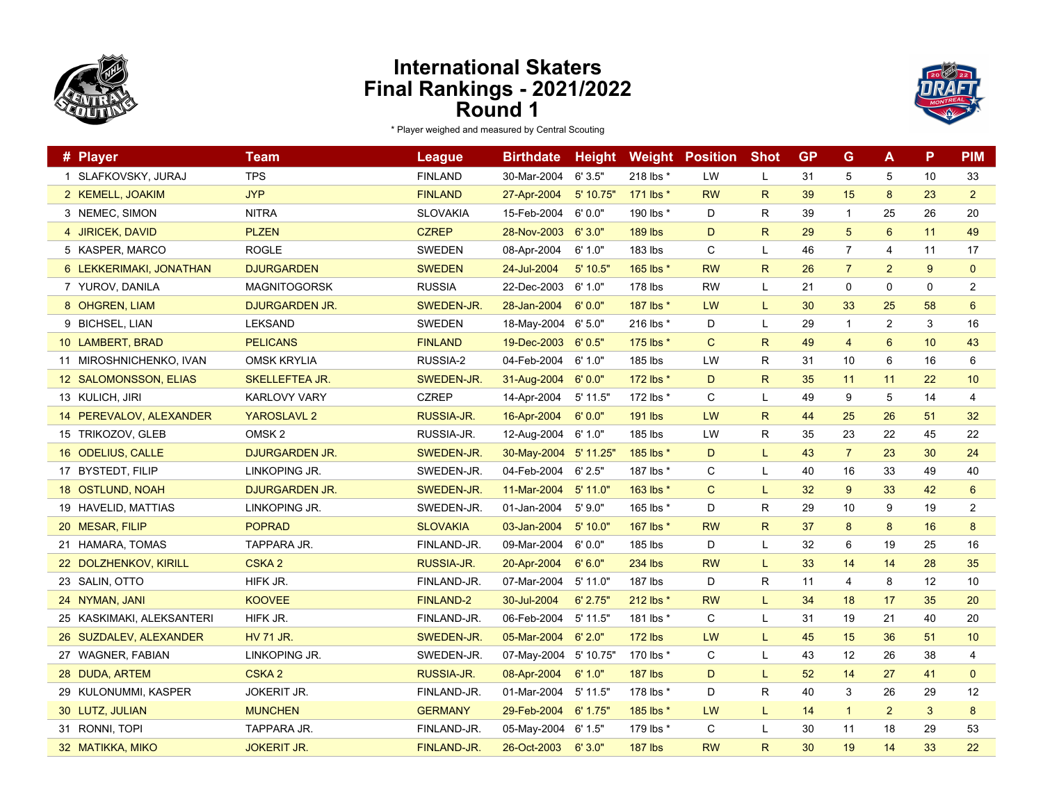# International Skaters
# Final Rankings - 2021/2022
# Round 1

\* Player weighed and measured by Central Scouting

| # | Player | Team | League | Birthdate | Height | Weight | Position | Shot | GP | G | A | P | PIM |
|---|---|---|---|---|---|---|---|---|---|---|---|---|---|
| 1 | SLAFKOVSKY, JURAJ | TPS | FINLAND | 30-Mar-2004 | 6' 3.5" | 218 lbs * | LW | L | 31 | 5 | 5 | 10 | 33 |
| 2 | KEMELL, JOAKIM | JYP | FINLAND | 27-Apr-2004 | 5' 10.75" | 171 lbs * | RW | R | 39 | 15 | 8 | 23 | 2 |
| 3 | NEMEC, SIMON | NITRA | SLOVAKIA | 15-Feb-2004 | 6' 0.0" | 190 lbs * | D | R | 39 | 1 | 25 | 26 | 20 |
| 4 | JIRICEK, DAVID | PLZEN | CZREP | 28-Nov-2003 | 6' 3.0" | 189 lbs | D | R | 29 | 5 | 6 | 11 | 49 |
| 5 | KASPER, MARCO | ROGLE | SWEDEN | 08-Apr-2004 | 6' 1.0" | 183 lbs | C | L | 46 | 7 | 4 | 11 | 17 |
| 6 | LEKKERIMAKI, JONATHAN | DJURGARDEN | SWEDEN | 24-Jul-2004 | 5' 10.5" | 165 lbs * | RW | R | 26 | 7 | 2 | 9 | 0 |
| 7 | YUROV, DANILA | MAGNITOGORSK | RUSSIA | 22-Dec-2003 | 6' 1.0" | 178 lbs | RW | L | 21 | 0 | 0 | 0 | 2 |
| 8 | OHGREN, LIAM | DJURGARDEN JR. | SWEDEN-JR. | 28-Jan-2004 | 6' 0.0" | 187 lbs * | LW | L | 30 | 33 | 25 | 58 | 6 |
| 9 | BICHSEL, LIAN | LEKSAND | SWEDEN | 18-May-2004 | 6' 5.0" | 216 lbs * | D | L | 29 | 1 | 2 | 3 | 16 |
| 10 | LAMBERT, BRAD | PELICANS | FINLAND | 19-Dec-2003 | 6' 0.5" | 175 lbs * | C | R | 49 | 4 | 6 | 10 | 43 |
| 11 | MIROSHNICHENKO, IVAN | OMSK KRYLIA | RUSSIA-2 | 04-Feb-2004 | 6' 1.0" | 185 lbs | LW | R | 31 | 10 | 6 | 16 | 6 |
| 12 | SALOMONSSON, ELIAS | SKELLEFTEA JR. | SWEDEN-JR. | 31-Aug-2004 | 6' 0.0" | 172 lbs * | D | R | 35 | 11 | 11 | 22 | 10 |
| 13 | KULICH, JIRI | KARLOVY VARY | CZREP | 14-Apr-2004 | 5' 11.5" | 172 lbs * | C | L | 49 | 9 | 5 | 14 | 4 |
| 14 | PEREVALOV, ALEXANDER | YAROSLAVL 2 | RUSSIA-JR. | 16-Apr-2004 | 6' 0.0" | 191 lbs | LW | R | 44 | 25 | 26 | 51 | 32 |
| 15 | TRIKOZOV, GLEB | OMSK 2 | RUSSIA-JR. | 12-Aug-2004 | 6' 1.0" | 185 lbs | LW | R | 35 | 23 | 22 | 45 | 22 |
| 16 | ODELIUS, CALLE | DJURGARDEN JR. | SWEDEN-JR. | 30-May-2004 | 5' 11.25" | 185 lbs * | D | L | 43 | 7 | 23 | 30 | 24 |
| 17 | BYSTEDT, FILIP | LINKOPING JR. | SWEDEN-JR. | 04-Feb-2004 | 6' 2.5" | 187 lbs * | C | L | 40 | 16 | 33 | 49 | 40 |
| 18 | OSTLUND, NOAH | DJURGARDEN JR. | SWEDEN-JR. | 11-Mar-2004 | 5' 11.0" | 163 lbs * | C | L | 32 | 9 | 33 | 42 | 6 |
| 19 | HAVELID, MATTIAS | LINKOPING JR. | SWEDEN-JR. | 01-Jan-2004 | 5' 9.0" | 165 lbs * | D | R | 29 | 10 | 9 | 19 | 2 |
| 20 | MESAR, FILIP | POPRAD | SLOVAKIA | 03-Jan-2004 | 5' 10.0" | 167 lbs * | RW | R | 37 | 8 | 8 | 16 | 8 |
| 21 | HAMARA, TOMAS | TAPPARA JR. | FINLAND-JR. | 09-Mar-2004 | 6' 0.0" | 185 lbs | D | L | 32 | 6 | 19 | 25 | 16 |
| 22 | DOLZHENKOV, KIRILL | CSKA 2 | RUSSIA-JR. | 20-Apr-2004 | 6' 6.0" | 234 lbs | RW | L | 33 | 14 | 14 | 28 | 35 |
| 23 | SALIN, OTTO | HIFK JR. | FINLAND-JR. | 07-Mar-2004 | 5' 11.0" | 187 lbs | D | R | 11 | 4 | 8 | 12 | 10 |
| 24 | NYMAN, JANI | KOOVEE | FINLAND-2 | 30-Jul-2004 | 6' 2.75" | 212 lbs * | RW | L | 34 | 18 | 17 | 35 | 20 |
| 25 | KASKIMAKI, ALEKSANTERI | HIFK JR. | FINLAND-JR. | 06-Feb-2004 | 5' 11.5" | 181 lbs * | C | L | 31 | 19 | 21 | 40 | 20 |
| 26 | SUZDALEV, ALEXANDER | HV 71 JR. | SWEDEN-JR. | 05-Mar-2004 | 6' 2.0" | 172 lbs | LW | L | 45 | 15 | 36 | 51 | 10 |
| 27 | WAGNER, FABIAN | LINKOPING JR. | SWEDEN-JR. | 07-May-2004 | 5' 10.75" | 170 lbs * | C | L | 43 | 12 | 26 | 38 | 4 |
| 28 | DUDA, ARTEM | CSKA 2 | RUSSIA-JR. | 08-Apr-2004 | 6' 1.0" | 187 lbs | D | L | 52 | 14 | 27 | 41 | 0 |
| 29 | KULONUMMI, KASPER | JOKERIT JR. | FINLAND-JR. | 01-Mar-2004 | 5' 11.5" | 178 lbs * | D | R | 40 | 3 | 26 | 29 | 12 |
| 30 | LUTZ, JULIAN | MUNCHEN | GERMANY | 29-Feb-2004 | 6' 1.75" | 185 lbs * | LW | L | 14 | 1 | 2 | 3 | 8 |
| 31 | RONNI, TOPI | TAPPARA JR. | FINLAND-JR. | 05-May-2004 | 6' 1.5" | 179 lbs * | C | L | 30 | 11 | 18 | 29 | 53 |
| 32 | MATIKKA, MIKO | JOKERIT JR. | FINLAND-JR. | 26-Oct-2003 | 6' 3.0" | 187 lbs | RW | R | 30 | 19 | 14 | 33 | 22 |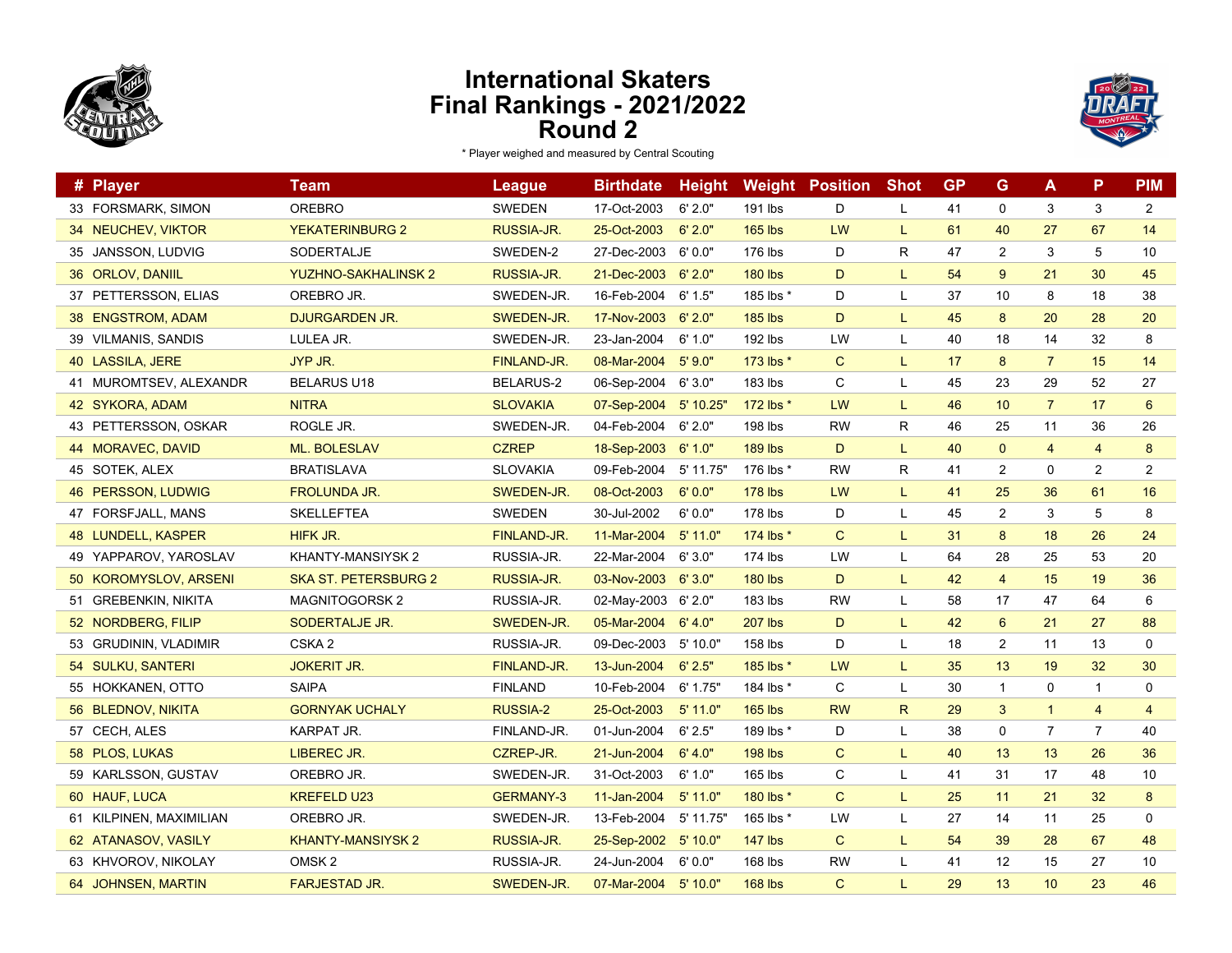# International Skaters
# Final Rankings - 2021/2022
# Round 2

* Player weighed and measured by Central Scouting

| # | Player | Team | League | Birthdate | Height | Weight | Position | Shot | GP | G | A | P | PIM |
|---|---|---|---|---|---|---|---|---|---|---|---|---|---|
| 33 | FORSMARK, SIMON | OREBRO | SWEDEN | 17-Oct-2003 | 6' 2.0" | 191 lbs | D | L | 41 | 0 | 3 | 3 | 2 |
| 34 | NEUCHEV, VIKTOR | YEKATERINBURG 2 | RUSSIA-JR. | 25-Oct-2003 | 6' 2.0" | 165 lbs | LW | L | 61 | 40 | 27 | 67 | 14 |
| 35 | JANSSON, LUDVIG | SODERTALJE | SWEDEN-2 | 27-Dec-2003 | 6' 0.0" | 176 lbs | D | R | 47 | 2 | 3 | 5 | 10 |
| 36 | ORLOV, DANIIL | YUZHNO-SAKHALINSK 2 | RUSSIA-JR. | 21-Dec-2003 | 6' 2.0" | 180 lbs | D | L | 54 | 9 | 21 | 30 | 45 |
| 37 | PETTERSSON, ELIAS | OREBRO JR. | SWEDEN-JR. | 16-Feb-2004 | 6' 1.5" | 185 lbs * | D | L | 37 | 10 | 8 | 18 | 38 |
| 38 | ENGSTROM, ADAM | DJURGARDEN JR. | SWEDEN-JR. | 17-Nov-2003 | 6' 2.0" | 185 lbs | D | L | 45 | 8 | 20 | 28 | 20 |
| 39 | VILMANIS, SANDIS | LULEA JR. | SWEDEN-JR. | 23-Jan-2004 | 6' 1.0" | 192 lbs | LW | L | 40 | 18 | 14 | 32 | 8 |
| 40 | LASSILA, JERE | JYP JR. | FINLAND-JR. | 08-Mar-2004 | 5' 9.0" | 173 lbs * | C | L | 17 | 8 | 7 | 15 | 14 |
| 41 | MUROMTSEV, ALEXANDR | BELARUS U18 | BELARUS-2 | 06-Sep-2004 | 6' 3.0" | 183 lbs | C | L | 45 | 23 | 29 | 52 | 27 |
| 42 | SYKORA, ADAM | NITRA | SLOVAKIA | 07-Sep-2004 | 5' 10.25" | 172 lbs * | LW | L | 46 | 10 | 7 | 17 | 6 |
| 43 | PETTERSSON, OSKAR | ROGLE JR. | SWEDEN-JR. | 04-Feb-2004 | 6' 2.0" | 198 lbs | RW | R | 46 | 25 | 11 | 36 | 26 |
| 44 | MORAVEC, DAVID | ML. BOLESLAV | CZREP | 18-Sep-2003 | 6' 1.0" | 189 lbs | D | L | 40 | 0 | 4 | 4 | 8 |
| 45 | SOTEK, ALEX | BRATISLAVA | SLOVAKIA | 09-Feb-2004 | 5' 11.75" | 176 lbs * | RW | R | 41 | 2 | 0 | 2 | 2 |
| 46 | PERSSON, LUDWIG | FROLUNDA JR. | SWEDEN-JR. | 08-Oct-2003 | 6' 0.0" | 178 lbs | LW | L | 41 | 25 | 36 | 61 | 16 |
| 47 | FORSFJALL, MANS | SKELLEFTEA | SWEDEN | 30-Jul-2002 | 6' 0.0" | 178 lbs | D | L | 45 | 2 | 3 | 5 | 8 |
| 48 | LUNDELL, KASPER | HIFK JR. | FINLAND-JR. | 11-Mar-2004 | 5' 11.0" | 174 lbs * | C | L | 31 | 8 | 18 | 26 | 24 |
| 49 | YAPPAROV, YAROSLAV | KHANTY-MANSIYSK 2 | RUSSIA-JR. | 22-Mar-2004 | 6' 3.0" | 174 lbs | LW | L | 64 | 28 | 25 | 53 | 20 |
| 50 | KOROMYSLOV, ARSENI | SKA ST. PETERSBURG 2 | RUSSIA-JR. | 03-Nov-2003 | 6' 3.0" | 180 lbs | D | L | 42 | 4 | 15 | 19 | 36 |
| 51 | GREBENKIN, NIKITA | MAGNITOGORSK 2 | RUSSIA-JR. | 02-May-2003 | 6' 2.0" | 183 lbs | RW | L | 58 | 17 | 47 | 64 | 6 |
| 52 | NORDBERG, FILIP | SODERTALJE JR. | SWEDEN-JR. | 05-Mar-2004 | 6' 4.0" | 207 lbs | D | L | 42 | 6 | 21 | 27 | 88 |
| 53 | GRUDININ, VLADIMIR | CSKA 2 | RUSSIA-JR. | 09-Dec-2003 | 5' 10.0" | 158 lbs | D | L | 18 | 2 | 11 | 13 | 0 |
| 54 | SULKU, SANTERI | JOKERIT JR. | FINLAND-JR. | 13-Jun-2004 | 6' 2.5" | 185 lbs * | LW | L | 35 | 13 | 19 | 32 | 30 |
| 55 | HOKKANEN, OTTO | SAIPA | FINLAND | 10-Feb-2004 | 6' 1.75" | 184 lbs * | C | L | 30 | 1 | 0 | 1 | 0 |
| 56 | BLEDNOV, NIKITA | GORNYAK UCHALY | RUSSIA-2 | 25-Oct-2003 | 5' 11.0" | 165 lbs | RW | R | 29 | 3 | 1 | 4 | 4 |
| 57 | CECH, ALES | KARPAT JR. | FINLAND-JR. | 01-Jun-2004 | 6' 2.5" | 189 lbs * | D | L | 38 | 0 | 7 | 7 | 40 |
| 58 | PLOS, LUKAS | LIBEREC JR. | CZREP-JR. | 21-Jun-2004 | 6' 4.0" | 198 lbs | C | L | 40 | 13 | 13 | 26 | 36 |
| 59 | KARLSSON, GUSTAV | OREBRO JR. | SWEDEN-JR. | 31-Oct-2003 | 6' 1.0" | 165 lbs | C | L | 41 | 31 | 17 | 48 | 10 |
| 60 | HAUF, LUCA | KREFELD U23 | GERMANY-3 | 11-Jan-2004 | 5' 11.0" | 180 lbs * | C | L | 25 | 11 | 21 | 32 | 8 |
| 61 | KILPINEN, MAXIMILIAN | OREBRO JR. | SWEDEN-JR. | 13-Feb-2004 | 5' 11.75" | 165 lbs * | LW | L | 27 | 14 | 11 | 25 | 0 |
| 62 | ATANASOV, VASILY | KHANTY-MANSIYSK 2 | RUSSIA-JR. | 25-Sep-2002 | 5' 10.0" | 147 lbs | C | L | 54 | 39 | 28 | 67 | 48 |
| 63 | KHVOROV, NIKOLAY | OMSK 2 | RUSSIA-JR. | 24-Jun-2004 | 6' 0.0" | 168 lbs | RW | L | 41 | 12 | 15 | 27 | 10 |
| 64 | JOHNSEN, MARTIN | FARJESTAD JR. | SWEDEN-JR. | 07-Mar-2004 | 5' 10.0" | 168 lbs | C | L | 29 | 13 | 10 | 23 | 46 |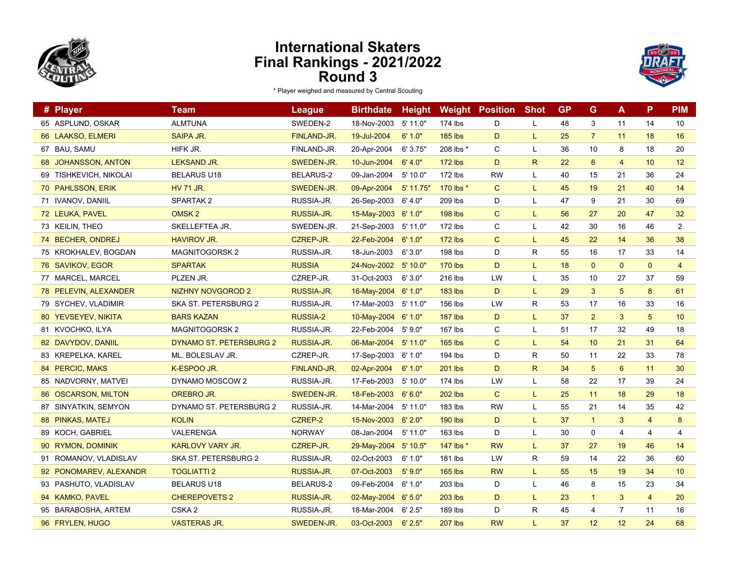# International Skaters
# Final Rankings - 2021/2022
# Round 3

* Player weighed and measured by Central Scouting

| # | Player | Team | League | Birthdate | Height | Weight | Position | Shot | GP | G | A | P | PIM |
|---|---|---|---|---|---|---|---|---|---|---|---|---|---|
| 65 | ASPLUND, OSKAR | ALMTUNA | SWEDEN-2 | 18-Nov-2003 | 5' 11.0" | 174 lbs | D | L | 48 | 3 | 11 | 14 | 10 |
| 66 | LAAKSO, ELMERI | SAIPA JR. | FINLAND-JR. | 19-Jul-2004 | 6' 1.0" | 185 lbs | D | L | 25 | 7 | 11 | 18 | 16 |
| 67 | BAU, SAMU | HIFK JR. | FINLAND-JR. | 20-Apr-2004 | 6' 3.75" | 208 lbs * | C | L | 36 | 10 | 8 | 18 | 20 |
| 68 | JOHANSSON, ANTON | LEKSAND JR. | SWEDEN-JR. | 10-Jun-2004 | 6' 4.0" | 172 lbs | D | R | 22 | 6 | 4 | 10 | 12 |
| 69 | TISHKEVICH, NIKOLAI | BELARUS U18 | BELARUS-2 | 09-Jan-2004 | 5' 10.0" | 172 lbs | RW | L | 40 | 15 | 21 | 36 | 24 |
| 70 | PAHLSSON, ERIK | HV 71 JR. | SWEDEN-JR. | 09-Apr-2004 | 5' 11.75" | 170 lbs * | C | L | 45 | 19 | 21 | 40 | 14 |
| 71 | IVANOV, DANIIL | SPARTAK 2 | RUSSIA-JR. | 26-Sep-2003 | 6' 4.0" | 209 lbs | D | L | 47 | 9 | 21 | 30 | 69 |
| 72 | LEUKA, PAVEL | OMSK 2 | RUSSIA-JR. | 15-May-2003 | 6' 1.0" | 198 lbs | C | L | 56 | 27 | 20 | 47 | 32 |
| 73 | KEILIN, THEO | SKELLEFTEA JR. | SWEDEN-JR. | 21-Sep-2003 | 5' 11.0" | 172 lbs | C | L | 42 | 30 | 16 | 46 | 2 |
| 74 | BECHER, ONDREJ | HAVIROV JR. | CZREP-JR. | 22-Feb-2004 | 6' 1.0" | 172 lbs | C | L | 45 | 22 | 14 | 36 | 38 |
| 75 | KROKHALEV, BOGDAN | MAGNITOGORSK 2 | RUSSIA-JR. | 18-Jun-2003 | 6' 3.0" | 198 lbs | D | R | 55 | 16 | 17 | 33 | 14 |
| 76 | SAVIKOV, EGOR | SPARTAK | RUSSIA | 24-Nov-2002 | 5' 10.0" | 170 lbs | D | L | 18 | 0 | 0 | 0 | 4 |
| 77 | MARCEL, MARCEL | PLZEN JR. | CZREP-JR. | 31-Oct-2003 | 6' 3.0" | 216 lbs | LW | L | 35 | 10 | 27 | 37 | 59 |
| 78 | PELEVIN, ALEXANDER | NIZHNY NOVGOROD 2 | RUSSIA-JR. | 16-May-2004 | 6' 1.0" | 183 lbs | D | L | 29 | 3 | 5 | 8 | 61 |
| 79 | SYCHEV, VLADIMIR | SKA ST. PETERSBURG 2 | RUSSIA-JR. | 17-Mar-2003 | 5' 11.0" | 156 lbs | LW | R | 53 | 17 | 16 | 33 | 16 |
| 80 | YEVSEYEV, NIKITA | BARS KAZAN | RUSSIA-2 | 10-May-2004 | 6' 1.0" | 187 lbs | D | L | 37 | 2 | 3 | 5 | 10 |
| 81 | KVOCHKO, ILYA | MAGNITOGORSK 2 | RUSSIA-JR. | 22-Feb-2004 | 5' 9.0" | 167 lbs | C | L | 51 | 17 | 32 | 49 | 18 |
| 82 | DAVYDOV, DANIIL | DYNAMO ST. PETERSBURG 2 | RUSSIA-JR. | 06-Mar-2004 | 5' 11.0" | 165 lbs | C | L | 54 | 10 | 21 | 31 | 64 |
| 83 | KREPELKA, KAREL | ML. BOLESLAV JR. | CZREP-JR. | 17-Sep-2003 | 6' 1.0" | 194 lbs | D | R | 50 | 11 | 22 | 33 | 78 |
| 84 | PERCIC, MAKS | K-ESPOO JR. | FINLAND-JR. | 02-Apr-2004 | 6' 1.0" | 201 lbs | D | R | 34 | 5 | 6 | 11 | 30 |
| 85 | NADVORNY, MATVEI | DYNAMO MOSCOW 2 | RUSSIA-JR. | 17-Feb-2003 | 5' 10.0" | 174 lbs | LW | L | 58 | 22 | 17 | 39 | 24 |
| 86 | OSCARSON, MILTON | OREBRO JR. | SWEDEN-JR. | 18-Feb-2003 | 6' 6.0" | 202 lbs | C | L | 25 | 11 | 18 | 29 | 18 |
| 87 | SINYATKIN, SEMYON | DYNAMO ST. PETERSBURG 2 | RUSSIA-JR. | 14-Mar-2004 | 5' 11.0" | 183 lbs | RW | L | 55 | 21 | 14 | 35 | 42 |
| 88 | PINKAS, MATEJ | KOLIN | CZREP-2 | 15-Nov-2003 | 6' 2.0" | 190 lbs | D | L | 37 | 1 | 3 | 4 | 8 |
| 89 | KOCH, GABRIEL | VALERENGA | NORWAY | 08-Jan-2004 | 5' 11.0" | 163 lbs | D | L | 30 | 0 | 4 | 4 | 4 |
| 90 | RYMON, DOMINIK | KARLOVY VARY JR. | CZREP-JR. | 29-May-2004 | 5' 10.5" | 147 lbs * | RW | L | 37 | 27 | 19 | 46 | 14 |
| 91 | ROMANOV, VLADISLAV | SKA ST. PETERSBURG 2 | RUSSIA-JR. | 02-Oct-2003 | 6' 1.0" | 181 lbs | LW | R | 59 | 14 | 22 | 36 | 60 |
| 92 | PONOMAREV, ALEXANDR | TOGLIATTI 2 | RUSSIA-JR. | 07-Oct-2003 | 5' 9.0" | 165 lbs | RW | L | 55 | 15 | 19 | 34 | 10 |
| 93 | PASHUTO, VLADISLAV | BELARUS U18 | BELARUS-2 | 09-Feb-2004 | 6' 1.0" | 203 lbs | D | L | 46 | 8 | 15 | 23 | 34 |
| 94 | KAMKO, PAVEL | CHEREPOVETS 2 | RUSSIA-JR. | 02-May-2004 | 6' 5.0" | 203 lbs | D | L | 23 | 1 | 3 | 4 | 20 |
| 95 | BARABOSHA, ARTEM | CSKA 2 | RUSSIA-JR. | 18-Mar-2004 | 6' 2.5" | 189 lbs | D | R | 45 | 4 | 7 | 11 | 16 |
| 96 | FRYLEN, HUGO | VASTERAS JR. | SWEDEN-JR. | 03-Oct-2003 | 6' 2.5" | 207 lbs | RW | L | 37 | 12 | 12 | 24 | 68 |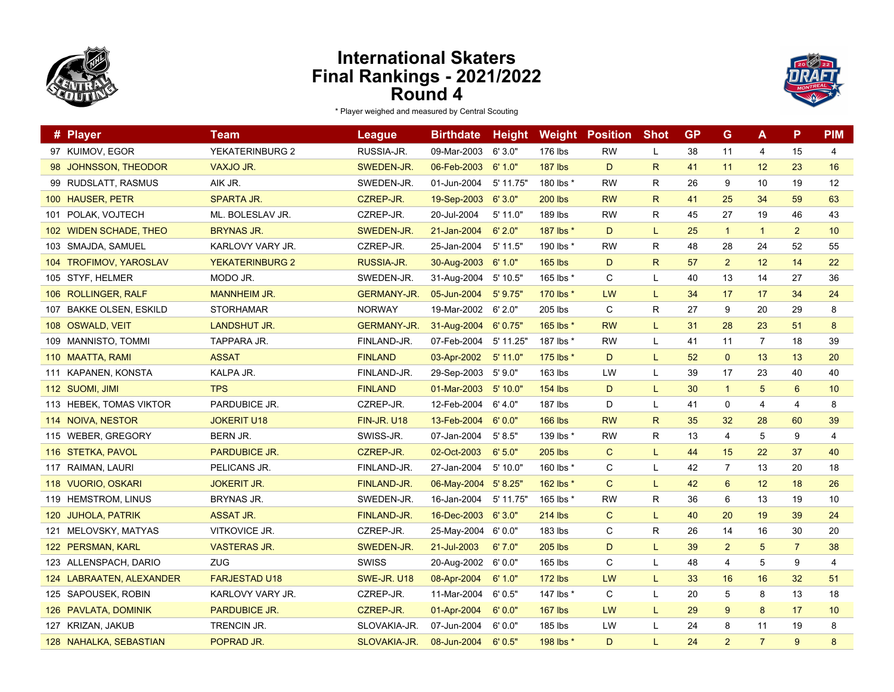# International Skaters
# Final Rankings - 2021/2022
# Round 4

* Player weighed and measured by Central Scouting

| # | Player | Team | League | Birthdate | Height | Weight | Position | Shot | GP | G | A | P | PIM |
|---|---|---|---|---|---|---|---|---|---|---|---|---|---|
| 97 | KUIMOV, EGOR | YEKATERINBURG 2 | RUSSIA-JR. | 09-Mar-2003 | 6' 3.0" | 176 lbs | RW | L | 38 | 11 | 4 | 15 | 4 |
| 98 | JOHNSSON, THEODOR | VAXJO JR. | SWEDEN-JR. | 06-Feb-2003 | 6' 1.0" | 187 lbs | D | R | 41 | 11 | 12 | 23 | 16 |
| 99 | RUDSLATT, RASMUS | AIK JR. | SWEDEN-JR. | 01-Jun-2004 | 5' 11.75" | 180 lbs * | RW | R | 26 | 9 | 10 | 19 | 12 |
| 100 | HAUSER, PETR | SPARTA JR. | CZREP-JR. | 19-Sep-2003 | 6' 3.0" | 200 lbs | RW | R | 41 | 25 | 34 | 59 | 63 |
| 101 | POLAK, VOJTECH | ML. BOLESLAV JR. | CZREP-JR. | 20-Jul-2004 | 5' 11.0" | 189 lbs | RW | R | 45 | 27 | 19 | 46 | 43 |
| 102 | WIDEN SCHADE, THEO | BRYNAS JR. | SWEDEN-JR. | 21-Jan-2004 | 6' 2.0" | 187 lbs * | D | L | 25 | 1 | 1 | 2 | 10 |
| 103 | SMAJDA, SAMUEL | KARLOVY VARY JR. | CZREP-JR. | 25-Jan-2004 | 5' 11.5" | 190 lbs * | RW | R | 48 | 28 | 24 | 52 | 55 |
| 104 | TROFIMOV, YAROSLAV | YEKATERINBURG 2 | RUSSIA-JR. | 30-Aug-2003 | 6' 1.0" | 165 lbs | D | R | 57 | 2 | 12 | 14 | 22 |
| 105 | STYF, HELMER | MODO JR. | SWEDEN-JR. | 31-Aug-2004 | 5' 10.5" | 165 lbs * | C | L | 40 | 13 | 14 | 27 | 36 |
| 106 | ROLLINGER, RALF | MANNHEIM JR. | GERMANY-JR. | 05-Jun-2004 | 5' 9.75" | 170 lbs * | LW | L | 34 | 17 | 17 | 34 | 24 |
| 107 | BAKKE OLSEN, ESKILD | STORHAMAR | NORWAY | 19-Mar-2002 | 6' 2.0" | 205 lbs | C | R | 27 | 9 | 20 | 29 | 8 |
| 108 | OSWALD, VEIT | LANDSHUT JR. | GERMANY-JR. | 31-Aug-2004 | 6' 0.75" | 165 lbs * | RW | L | 31 | 28 | 23 | 51 | 8 |
| 109 | MANNISTO, TOMMI | TAPPARA JR. | FINLAND-JR. | 07-Feb-2004 | 5' 11.25" | 187 lbs * | RW | L | 41 | 11 | 7 | 18 | 39 |
| 110 | MAATTA, RAMI | ASSAT | FINLAND | 03-Apr-2002 | 5' 11.0" | 175 lbs * | D | L | 52 | 0 | 13 | 13 | 20 |
| 111 | KAPANEN, KONSTA | KALPA JR. | FINLAND-JR. | 29-Sep-2003 | 5' 9.0" | 163 lbs | LW | L | 39 | 17 | 23 | 40 | 40 |
| 112 | SUOMI, JIMI | TPS | FINLAND | 01-Mar-2003 | 5' 10.0" | 154 lbs | D | L | 30 | 1 | 5 | 6 | 10 |
| 113 | HEBEK, TOMAS VIKTOR | PARDUBICE JR. | CZREP-JR. | 12-Feb-2004 | 6' 4.0" | 187 lbs | D | L | 41 | 0 | 4 | 4 | 8 |
| 114 | NOIVA, NESTOR | JOKERIT U18 | FIN-JR. U18 | 13-Feb-2004 | 6' 0.0" | 166 lbs | RW | R | 35 | 32 | 28 | 60 | 39 |
| 115 | WEBER, GREGORY | BERN JR. | SWISS-JR. | 07-Jan-2004 | 5' 8.5" | 139 lbs * | RW | R | 13 | 4 | 5 | 9 | 4 |
| 116 | STETKA, PAVOL | PARDUBICE JR. | CZREP-JR. | 02-Oct-2003 | 6' 5.0" | 205 lbs | C | L | 44 | 15 | 22 | 37 | 40 |
| 117 | RAIMAN, LAURI | PELICANS JR. | FINLAND-JR. | 27-Jan-2004 | 5' 10.0" | 160 lbs * | C | L | 42 | 7 | 13 | 20 | 18 |
| 118 | VUORIO, OSKARI | JOKERIT JR. | FINLAND-JR. | 06-May-2004 | 5' 8.25" | 162 lbs * | C | L | 42 | 6 | 12 | 18 | 26 |
| 119 | HEMSTROM, LINUS | BRYNAS JR. | SWEDEN-JR. | 16-Jan-2004 | 5' 11.75" | 165 lbs * | RW | R | 36 | 6 | 13 | 19 | 10 |
| 120 | JUHOLA, PATRIK | ASSAT JR. | FINLAND-JR. | 16-Dec-2003 | 6' 3.0" | 214 lbs | C | L | 40 | 20 | 19 | 39 | 24 |
| 121 | MELOVSKY, MATYAS | VITKOVICE JR. | CZREP-JR. | 25-May-2004 | 6' 0.0" | 183 lbs | C | R | 26 | 14 | 16 | 30 | 20 |
| 122 | PERSMAN, KARL | VASTERAS JR. | SWEDEN-JR. | 21-Jul-2003 | 6' 7.0" | 205 lbs | D | L | 39 | 2 | 5 | 7 | 38 |
| 123 | ALLENSPACH, DARIO | ZUG | SWISS | 20-Aug-2002 | 6' 0.0" | 165 lbs | C | L | 48 | 4 | 5 | 9 | 4 |
| 124 | LABRAATEN, ALEXANDER | FARJESTAD U18 | SWE-JR. U18 | 08-Apr-2004 | 6' 1.0" | 172 lbs | LW | L | 33 | 16 | 16 | 32 | 51 |
| 125 | SAPOUSEK, ROBIN | KARLOVY VARY JR. | CZREP-JR. | 11-Mar-2004 | 6' 0.5" | 147 lbs * | C | L | 20 | 5 | 8 | 13 | 18 |
| 126 | PAVLATA, DOMINIK | PARDUBICE JR. | CZREP-JR. | 01-Apr-2004 | 6' 0.0" | 167 lbs | LW | L | 29 | 9 | 8 | 17 | 10 |
| 127 | KRIZAN, JAKUB | TRENCIN JR. | SLOVAKIA-JR. | 07-Jun-2004 | 6' 0.0" | 185 lbs | LW | L | 24 | 8 | 11 | 19 | 8 |
| 128 | NAHALKA, SEBASTIAN | POPRAD JR. | SLOVAKIA-JR. | 08-Jun-2004 | 6' 0.5" | 198 lbs * | D | L | 24 | 2 | 7 | 9 | 8 |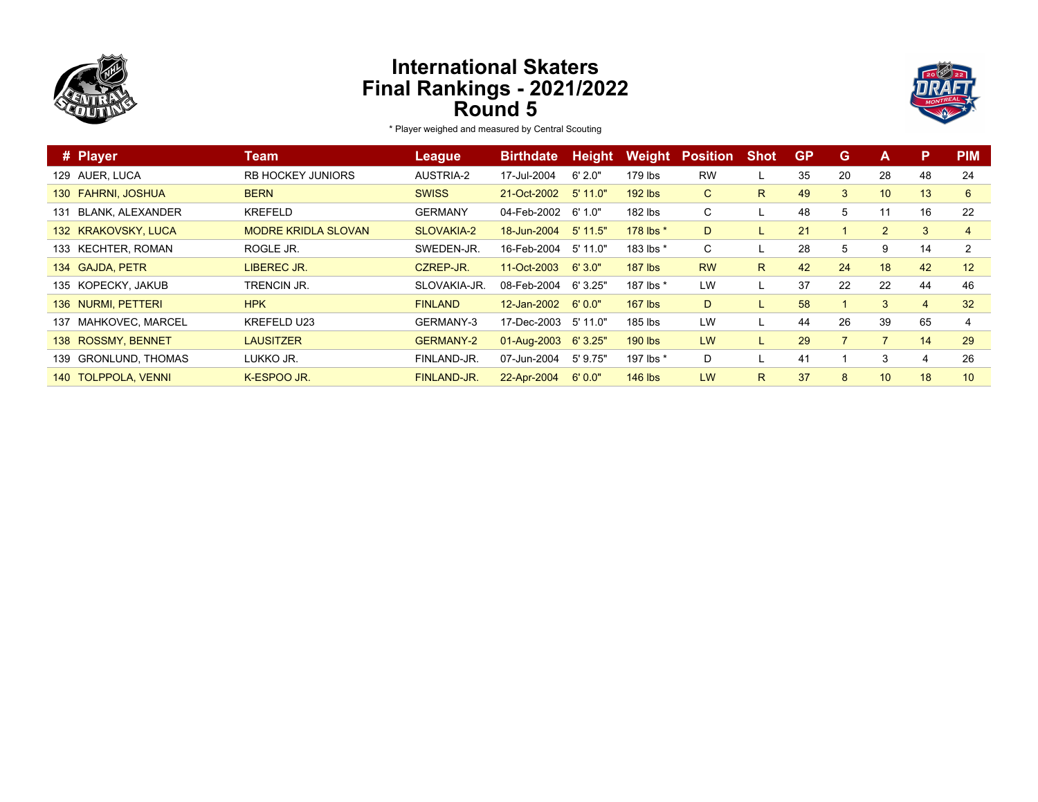# International Skaters
# Final Rankings - 2021/2022
# Round 5

* Player weighed and measured by Central Scouting

| # | Player | Team | League | Birthdate | Height | Weight | Position | Shot | GP | G | A | P | PIM |
|---|---|---|---|---|---|---|---|---|---|---|---|---|---|
| 129 | AUER, LUCA | RB HOCKEY JUNIORS | AUSTRIA-2 | 17-Jul-2004 | 6' 2.0" | 179 lbs | RW | L | 35 | 20 | 28 | 48 | 24 |
| 130 | FAHRNI, JOSHUA | BERN | SWISS | 21-Oct-2002 | 5' 11.0" | 192 lbs | C | R | 49 | 3 | 10 | 13 | 6 |
| 131 | BLANK, ALEXANDER | KREFELD | GERMANY | 04-Feb-2002 | 6' 1.0" | 182 lbs | C | L | 48 | 5 | 11 | 16 | 22 |
| 132 | KRAKOVSKY, LUCA | MODRE KRIDLA SLOVAN | SLOVAKIA-2 | 18-Jun-2004 | 5' 11.5" | 178 lbs * | D | L | 21 | 1 | 2 | 3 | 4 |
| 133 | KECHTER, ROMAN | ROGLE JR. | SWEDEN-JR. | 16-Feb-2004 | 5' 11.0" | 183 lbs * | C | L | 28 | 5 | 9 | 14 | 2 |
| 134 | GAJDA, PETR | LIBEREC JR. | CZREP-JR. | 11-Oct-2003 | 6' 3.0" | 187 lbs | RW | R | 42 | 24 | 18 | 42 | 12 |
| 135 | KOPECKY, JAKUB | TRENCIN JR. | SLOVAKIA-JR. | 08-Feb-2004 | 6' 3.25" | 187 lbs * | LW | L | 37 | 22 | 22 | 44 | 46 |
| 136 | NURMI, PETTERI | HPK | FINLAND | 12-Jan-2002 | 6' 0.0" | 167 lbs | D | L | 58 | 1 | 3 | 4 | 32 |
| 137 | MAHKOVEC, MARCEL | KREFELD U23 | GERMANY-3 | 17-Dec-2003 | 5' 11.0" | 185 lbs | LW | L | 44 | 26 | 39 | 65 | 4 |
| 138 | ROSSMY, BENNET | LAUSITZER | GERMANY-2 | 01-Aug-2003 | 6' 3.25" | 190 lbs | LW | L | 29 | 7 | 7 | 14 | 29 |
| 139 | GRONLUND, THOMAS | LUKKO JR. | FINLAND-JR. | 07-Jun-2004 | 5' 9.75" | 197 lbs * | D | L | 41 | 1 | 3 | 4 | 26 |
| 140 | TOLPPOLA, VENNI | K-ESPOO JR. | FINLAND-JR. | 22-Apr-2004 | 6' 0.0" | 146 lbs | LW | R | 37 | 8 | 10 | 18 | 10 |